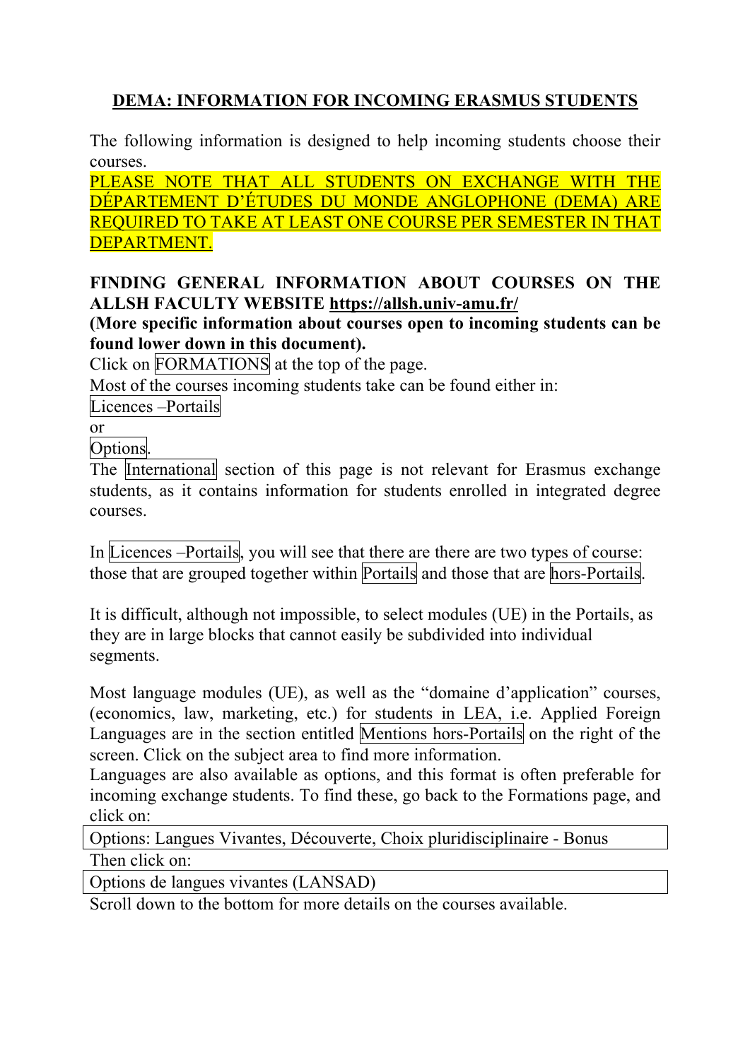# DEMA: INFORMATION FOR INCOMING ERASMUS STUDENTS

The following information is designed to help incoming students choose their courses.

PLEASE NOTE THAT ALL STUDENTS ON EXCHANGE WITH THE DÉPARTEMENT D'ÉTUDES DU MONDE ANGLOPHONE (DEMA) ARE REQUIRED TO TAKE AT LEAST ONE COURSE PER SEMESTER IN THAT DEPARTMENT.

**FINDING GENERAL INFORMATION ABOUT COURSES ON THE ALLSH FACULTY WEBSITE https://allsh.univ-amu.fr/**

**(More specific information about courses open to incoming students can be found lower down in this document).**

Click on FORMATIONS at the top of the page.

Most of the courses incoming students take can be found either in:

Licences –Portails

or

Options.

The International section of this page is not relevant for Erasmus exchange students, as it contains information for students enrolled in integrated degree courses.

In Licences –Portails, you will see that there are there are two types of course: those that are grouped together within Portails and those that are hors-Portails.

It is difficult, although not impossible, to select modules (UE) in the Portails, as they are in large blocks that cannot easily be subdivided into individual segments.

Most language modules (UE), as well as the "domaine d'application" courses, (economics, law, marketing, etc.) for students in LEA, i.e. Applied Foreign Languages are in the section entitled Mentions hors-Portails on the right of the screen. Click on the subject area to find more information.

Languages are also available as options, and this format is often preferable for incoming exchange students. To find these, go back to the Formations page, and click on:

Options: Langues Vivantes, Découverte, Choix pluridisciplinaire - Bonus

Then click on:

Options de langues vivantes (LANSAD)

Scroll down to the bottom for more details on the courses available.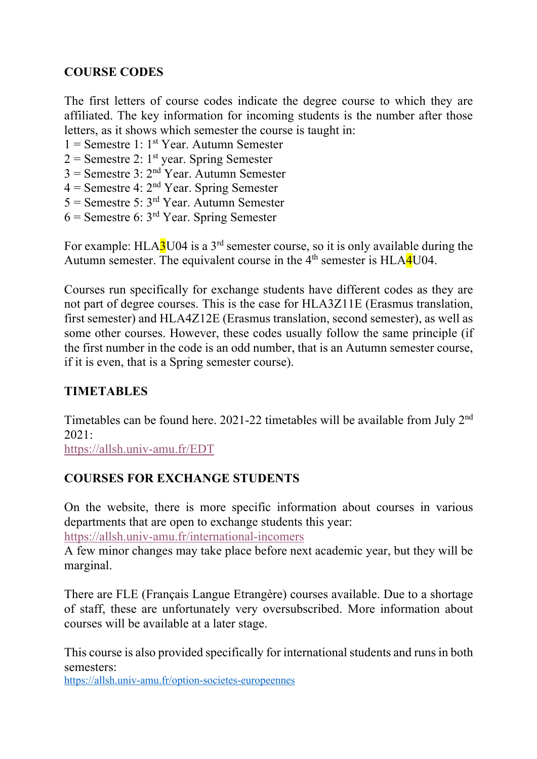## COURSE CODES

The first letters of course codes indicate the degree course to which they are affiliated. The key information for incoming students is the number after those letters, as it shows which semester the course is taught in:

1 = Semestre 1: 1st Year. Autumn Semester
2 = Semestre 2: 1st year. Spring Semester
3 = Semestre 3: 2nd Year. Autumn Semester
4 = Semestre 4: 2nd Year. Spring Semester
5 = Semestre 5: 3rd Year. Autumn Semester
6 = Semestre 6: 3rd Year. Spring Semester

For example: HLA3U04 is a 3rd semester course, so it is only available during the Autumn semester. The equivalent course in the 4th semester is HLA4U04.

Courses run specifically for exchange students have different codes as they are not part of degree courses. This is the case for HLA3Z11E (Erasmus translation, first semester) and HLA4Z12E (Erasmus translation, second semester), as well as some other courses. However, these codes usually follow the same principle (if the first number in the code is an odd number, that is an Autumn semester course, if it is even, that is a Spring semester course).

## TIMETABLES

Timetables can be found here. 2021-22 timetables will be available from July 2nd 2021:
https://allsh.univ-amu.fr/EDT

## COURSES FOR EXCHANGE STUDENTS

On the website, there is more specific information about courses in various departments that are open to exchange students this year:
https://allsh.univ-amu.fr/international-incomers
A few minor changes may take place before next academic year, but they will be marginal.

There are FLE (Français Langue Etrangère) courses available. Due to a shortage of staff, these are unfortunately very oversubscribed. More information about courses will be available at a later stage.

This course is also provided specifically for international students and runs in both semesters:
https://allsh.univ-amu.fr/option-societes-europeennes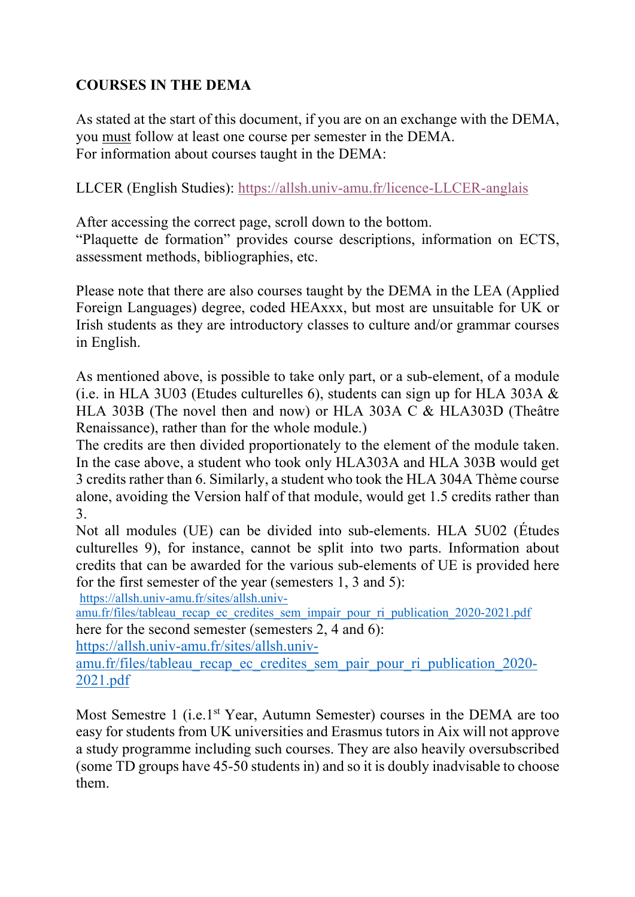**COURSES IN THE DEMA**

As stated at the start of this document, if you are on an exchange with the DEMA, you must follow at least one course per semester in the DEMA.
For information about courses taught in the DEMA:

LLCER (English Studies): https://allsh.univ-amu.fr/licence-LLCER-anglais

After accessing the correct page, scroll down to the bottom.
"Plaquette de formation" provides course descriptions, information on ECTS, assessment methods, bibliographies, etc.

Please note that there are also courses taught by the DEMA in the LEA (Applied Foreign Languages) degree, coded HEAxxx, but most are unsuitable for UK or Irish students as they are introductory classes to culture and/or grammar courses in English.

As mentioned above, is possible to take only part, or a sub-element, of a module (i.e. in HLA 3U03 (Etudes culturelles 6), students can sign up for HLA 303A & HLA 303B (The novel then and now) or HLA 303A C & HLA303D (Theâtre Renaissance), rather than for the whole module.)
The credits are then divided proportionately to the element of the module taken. In the case above, a student who took only HLA303A and HLA 303B would get 3 credits rather than 6. Similarly, a student who took the HLA 304A Thème course alone, avoiding the Version half of that module, would get 1.5 credits rather than 3.
Not all modules (UE) can be divided into sub-elements. HLA 5U02 (Études culturelles 9), for instance, cannot be split into two parts. Information about credits that can be awarded for the various sub-elements of UE is provided here for the first semester of the year (semesters 1, 3 and 5):
https://allsh.univ-amu.fr/sites/allsh.univ-amu.fr/files/tableau_recap_ec_credites_sem_impair_pour_ri_publication_2020-2021.pdf
here for the second semester (semesters 2, 4 and 6):
https://allsh.univ-amu.fr/sites/allsh.univ-amu.fr/files/tableau_recap_ec_credites_sem_pair_pour_ri_publication_2020-2021.pdf

Most Semestre 1 (i.e.1st Year, Autumn Semester) courses in the DEMA are too easy for students from UK universities and Erasmus tutors in Aix will not approve a study programme including such courses. They are also heavily oversubscribed (some TD groups have 45-50 students in) and so it is doubly inadvisable to choose them.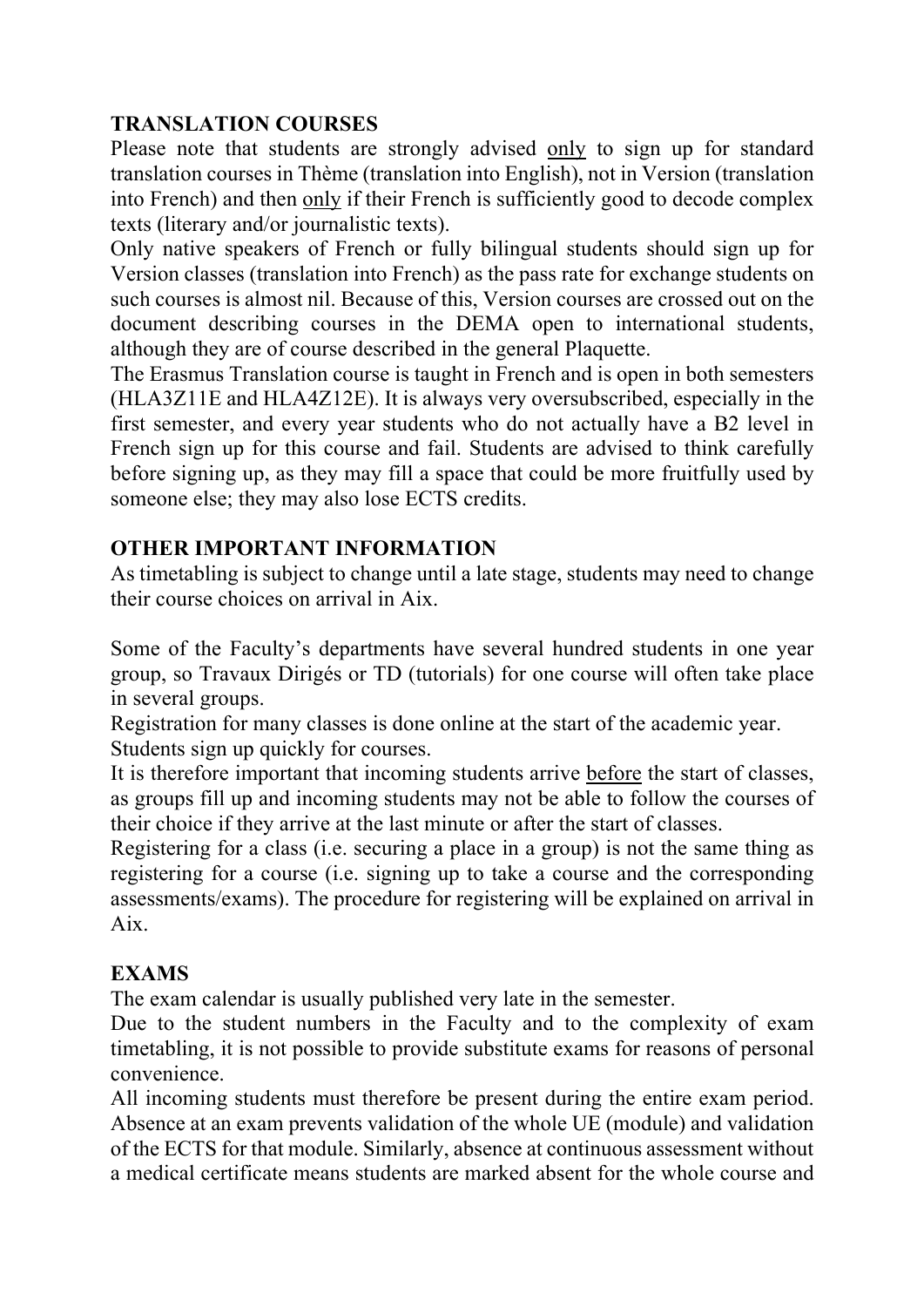**TRANSLATION COURSES**

Please note that students are strongly advised <u>only</u> to sign up for standard translation courses in Thème (translation into English), not in Version (translation into French) and then <u>only</u> if their French is sufficiently good to decode complex texts (literary and/or journalistic texts).

Only native speakers of French or fully bilingual students should sign up for Version classes (translation into French) as the pass rate for exchange students on such courses is almost nil. Because of this, Version courses are crossed out on the document describing courses in the DEMA open to international students, although they are of course described in the general Plaquette.

The Erasmus Translation course is taught in French and is open in both semesters (HLA3Z11E and HLA4Z12E). It is always very oversubscribed, especially in the first semester, and every year students who do not actually have a B2 level in French sign up for this course and fail. Students are advised to think carefully before signing up, as they may fill a space that could be more fruitfully used by someone else; they may also lose ECTS credits.

**OTHER IMPORTANT INFORMATION**

As timetabling is subject to change until a late stage, students may need to change their course choices on arrival in Aix.

Some of the Faculty's departments have several hundred students in one year group, so Travaux Dirigés or TD (tutorials) for one course will often take place in several groups.

Registration for many classes is done online at the start of the academic year.

Students sign up quickly for courses.

It is therefore important that incoming students arrive <u>before</u> the start of classes, as groups fill up and incoming students may not be able to follow the courses of their choice if they arrive at the last minute or after the start of classes.

Registering for a class (i.e. securing a place in a group) is not the same thing as registering for a course (i.e. signing up to take a course and the corresponding assessments/exams). The procedure for registering will be explained on arrival in Aix.

**EXAMS**

The exam calendar is usually published very late in the semester.

Due to the student numbers in the Faculty and to the complexity of exam timetabling, it is not possible to provide substitute exams for reasons of personal convenience.

All incoming students must therefore be present during the entire exam period. Absence at an exam prevents validation of the whole UE (module) and validation of the ECTS for that module. Similarly, absence at continuous assessment without a medical certificate means students are marked absent for the whole course and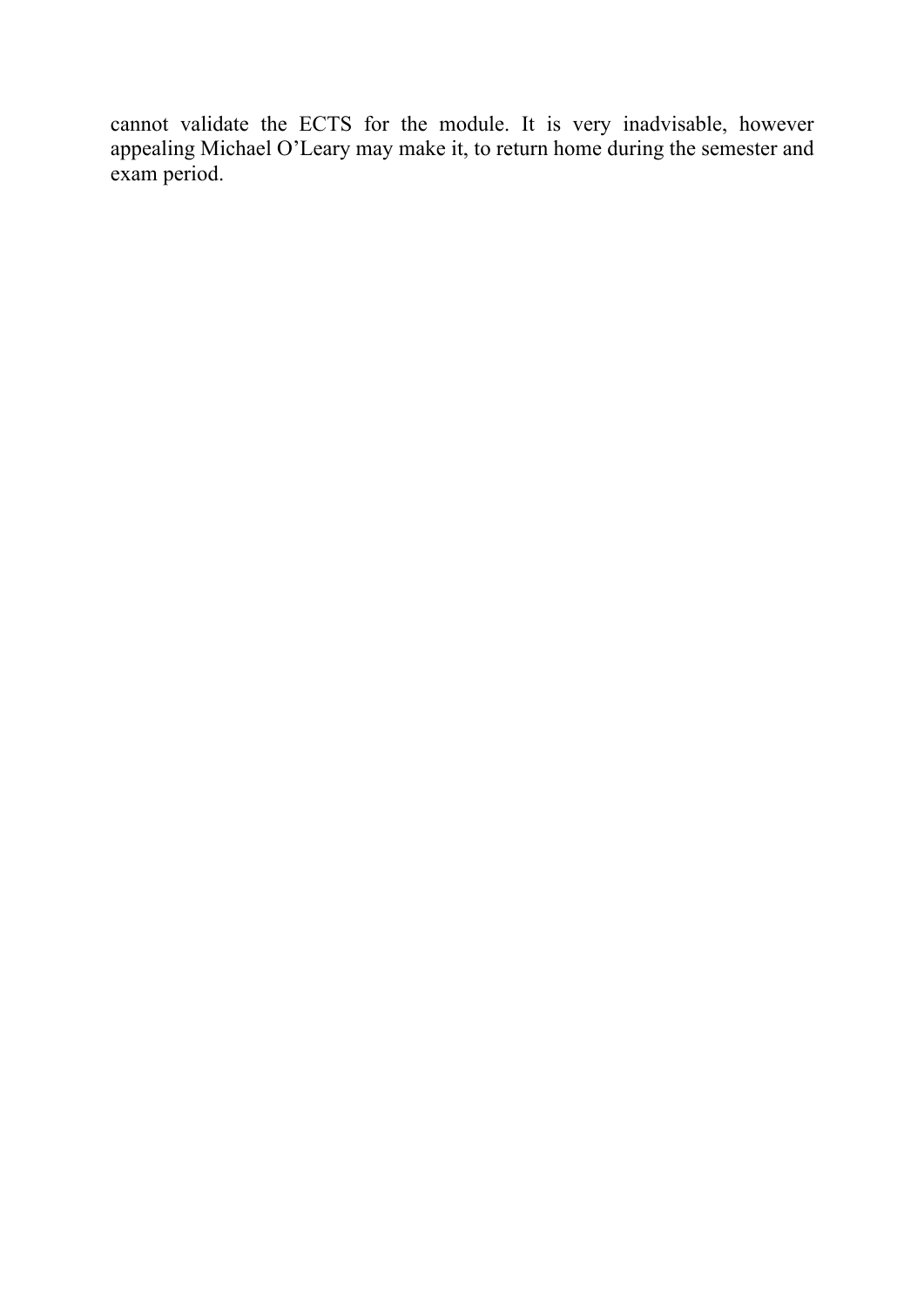cannot validate the ECTS for the module. It is very inadvisable, however appealing Michael O'Leary may make it, to return home during the semester and exam period.